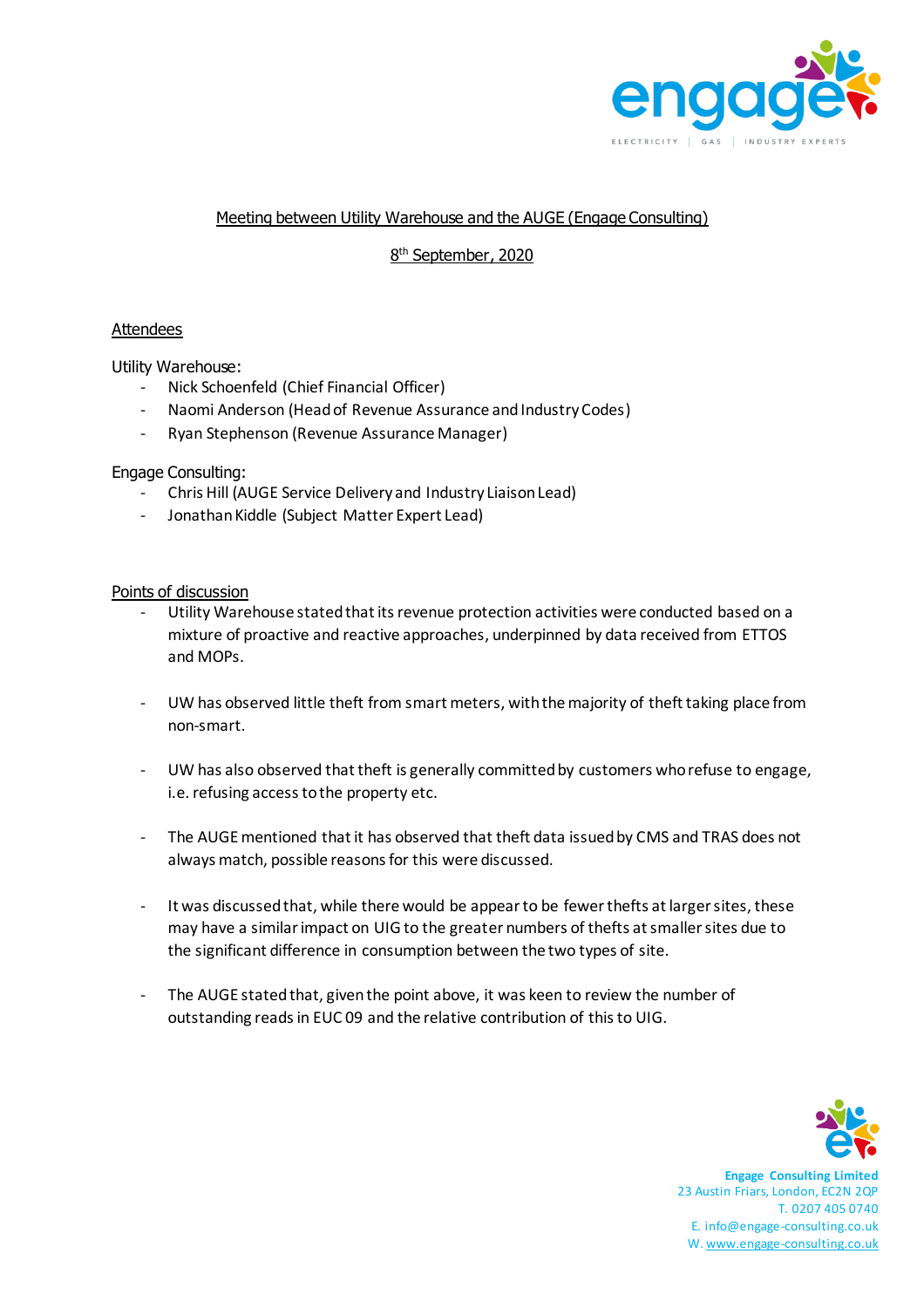## Meeting between Utility Warehouse and the AUGE (Engage Consulting)

8th September, 2020

### Attendees

Utility Warehouse:

- Nick Schoenfeld (Chief Financial Officer)
- Naomi Anderson (Head of Revenue Assurance and Industry Codes)
- Ryan Stephenson (Revenue Assurance Manager)

Engage Consulting:

- Chris Hill (AUGE Service Delivery and Industry Liaison Lead)
- Jonathan Kiddle (Subject Matter Expert Lead)

### Points of discussion

- Utility Warehouse stated that its revenue protection activities were conducted based on a mixture of proactive and reactive approaches, underpinned by data received from ETTOS and MOPs.

- UW has observed little theft from smart meters, with the majority of theft taking place from non-smart.

- UW has also observed that theft is generally committed by customers who refuse to engage, i.e. refusing access to the property etc.

- The AUGE mentioned that it has observed that theft data issued by CMS and TRAS does not always match, possible reasons for this were discussed.

- It was discussed that, while there would be appear to be fewer thefts at larger sites, these may have a similar impact on UIG to the greater numbers of thefts at smaller sites due to the significant difference in consumption between the two types of site.

- The AUGE stated that, given the point above, it was keen to review the number of outstanding reads in EUC 09 and the relative contribution of this to UIG.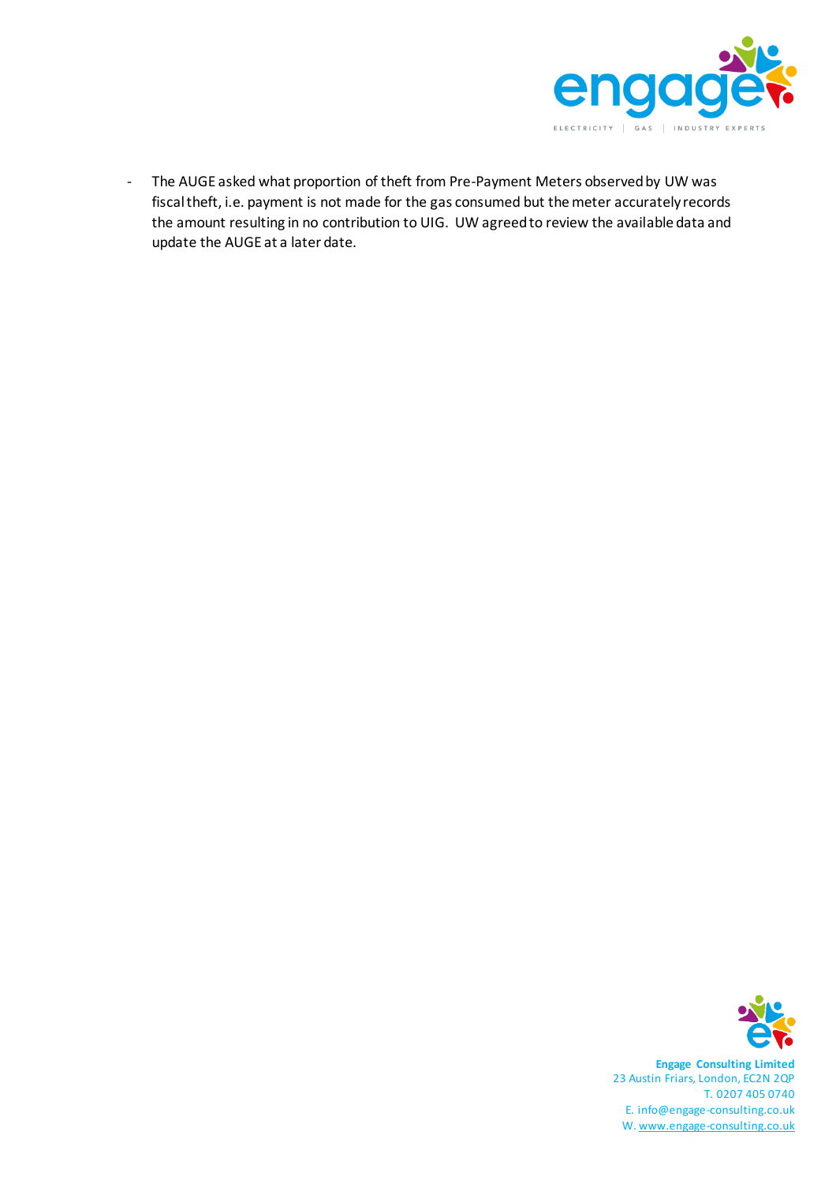- The AUGE asked what proportion of theft from Pre-Payment Meters observed by UW was fiscal theft, i.e. payment is not made for the gas consumed but the meter accurately records the amount resulting in no contribution to UIG. UW agreed to review the available data and update the AUGE at a later date.